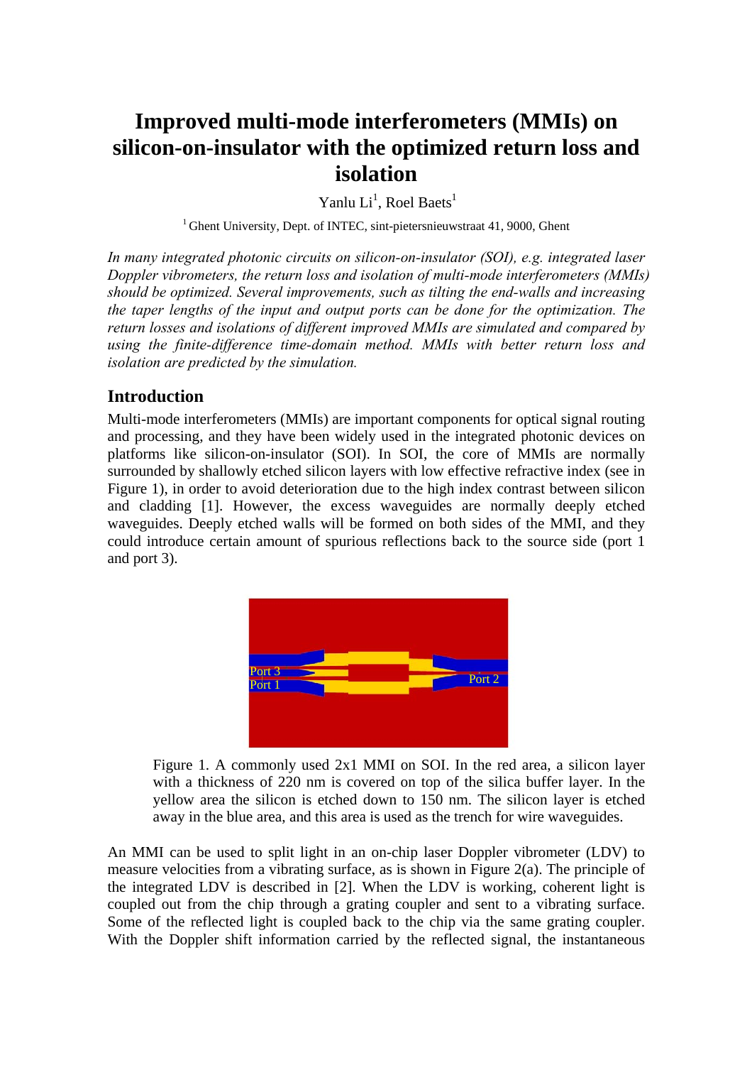# Improved multi-mode interferometers (MMIs) on silicon-on-insulator with the optimized return loss and isolation

Yanlu Li[1], Roel Baets[1]

[1] Ghent University, Dept. of INTEC, sint-pietersnieuwstraat 41, 9000, Ghent

*In many integrated photonic circuits on silicon-on-insulator (SOI), e.g. integrated laser Doppler vibrometers, the return loss and isolation of multi-mode interferometers (MMIs) should be optimized. Several improvements, such as tilting the end-walls and increasing the taper lengths of the input and output ports can be done for the optimization. The return losses and isolations of different improved MMIs are simulated and compared by using the finite-difference time-domain method. MMIs with better return loss and isolation are predicted by the simulation.*

## Introduction

Multi-mode interferometers (MMIs) are important components for optical signal routing and processing, and they have been widely used in the integrated photonic devices on platforms like silicon-on-insulator (SOI). In SOI, the core of MMIs are normally surrounded by shallowly etched silicon layers with low effective refractive index (see in Figure 1), in order to avoid deterioration due to the high index contrast between silicon and cladding [1]. However, the excess waveguides are normally deeply etched waveguides. Deeply etched walls will be formed on both sides of the MMI, and they could introduce certain amount of spurious reflections back to the source side (port 1 and port 3).

Figure 1. A commonly used 2x1 MMI on SOI. In the red area, a silicon layer with a thickness of 220 nm is covered on top of the silica buffer layer. In the yellow area the silicon is etched down to 150 nm. The silicon layer is etched away in the blue area, and this area is used as the trench for wire waveguides.

An MMI can be used to split light in an on-chip laser Doppler vibrometer (LDV) to measure velocities from a vibrating surface, as is shown in Figure 2(a). The principle of the integrated LDV is described in [2]. When the LDV is working, coherent light is coupled out from the chip through a grating coupler and sent to a vibrating surface. Some of the reflected light is coupled back to the chip via the same grating coupler. With the Doppler shift information carried by the reflected signal, the instantaneous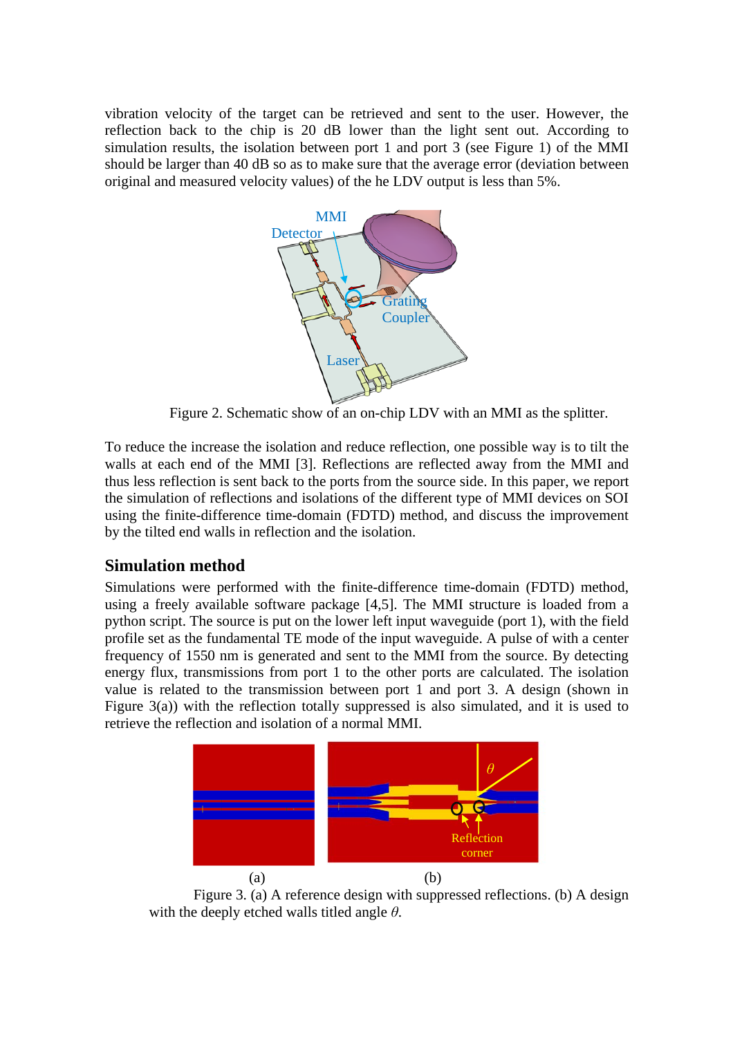vibration velocity of the target can be retrieved and sent to the user. However, the reflection back to the chip is 20 dB lower than the light sent out. According to simulation results, the isolation between port 1 and port 3 (see Figure 1) of the MMI should be larger than 40 dB so as to make sure that the average error (deviation between original and measured velocity values) of the he LDV output is less than 5%.

Figure 2. Schematic show of an on-chip LDV with an MMI as the splitter.

To reduce the increase the isolation and reduce reflection, one possible way is to tilt the walls at each end of the MMI [3]. Reflections are reflected away from the MMI and thus less reflection is sent back to the ports from the source side. In this paper, we report the simulation of reflections and isolations of the different type of MMI devices on SOI using the finite-difference time-domain (FDTD) method, and discuss the improvement by the tilted end walls in reflection and the isolation.

## Simulation method

Simulations were performed with the finite-difference time-domain (FDTD) method, using a freely available software package [4,5]. The MMI structure is loaded from a python script. The source is put on the lower left input waveguide (port 1), with the field profile set as the fundamental TE mode of the input waveguide. A pulse of with a center frequency of 1550 nm is generated and sent to the MMI from the source. By detecting energy flux, transmissions from port 1 to the other ports are calculated. The isolation value is related to the transmission between port 1 and port 3. A design (shown in Figure 3(a)) with the reflection totally suppressed is also simulated, and it is used to retrieve the reflection and isolation of a normal MMI.

(a) (b)

Figure 3. (a) A reference design with suppressed reflections. (b) A design with the deeply etched walls titled angle $\theta$.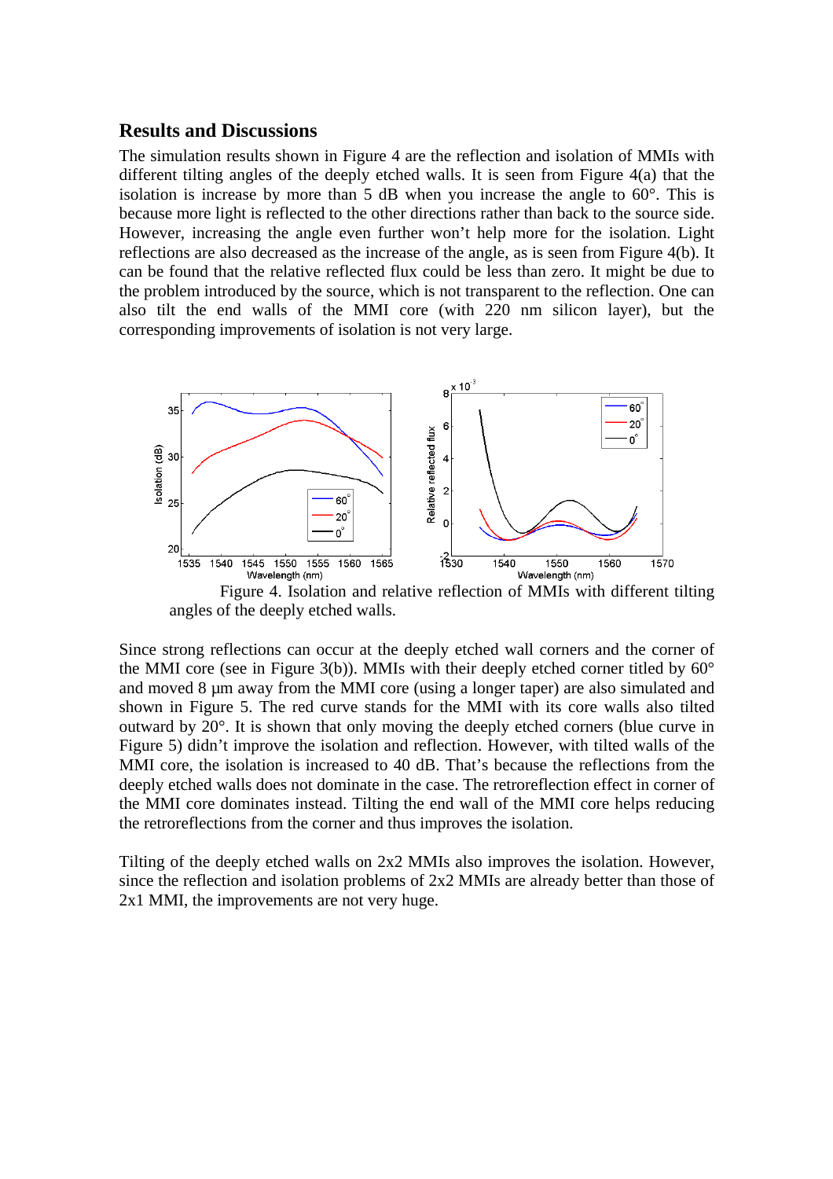## Results and Discussions

The simulation results shown in Figure 4 are the reflection and isolation of MMIs with different tilting angles of the deeply etched walls. It is seen from Figure 4(a) that the isolation is increase by more than 5 dB when you increase the angle to 60°. This is because more light is reflected to the other directions rather than back to the source side. However, increasing the angle even further won't help more for the isolation. Light reflections are also decreased as the increase of the angle, as is seen from Figure 4(b). It can be found that the relative reflected flux could be less than zero. It might be due to the problem introduced by the source, which is not transparent to the reflection. One can also tilt the end walls of the MMI core (with 220 nm silicon layer), but the corresponding improvements of isolation is not very large.

Figure 4. Isolation and relative reflection of MMIs with different tilting angles of the deeply etched walls.

Since strong reflections can occur at the deeply etched wall corners and the corner of the MMI core (see in Figure 3(b)). MMIs with their deeply etched corner titled by 60° and moved 8 μm away from the MMI core (using a longer taper) are also simulated and shown in Figure 5. The red curve stands for the MMI with its core walls also tilted outward by 20°. It is shown that only moving the deeply etched corners (blue curve in Figure 5) didn't improve the isolation and reflection. However, with tilted walls of the MMI core, the isolation is increased to 40 dB. That's because the reflections from the deeply etched walls does not dominate in the case. The retroreflection effect in corner of the MMI core dominates instead. Tilting the end wall of the MMI core helps reducing the retroreflections from the corner and thus improves the isolation.

Tilting of the deeply etched walls on 2x2 MMIs also improves the isolation. However, since the reflection and isolation problems of 2x2 MMIs are already better than those of 2x1 MMI, the improvements are not very huge.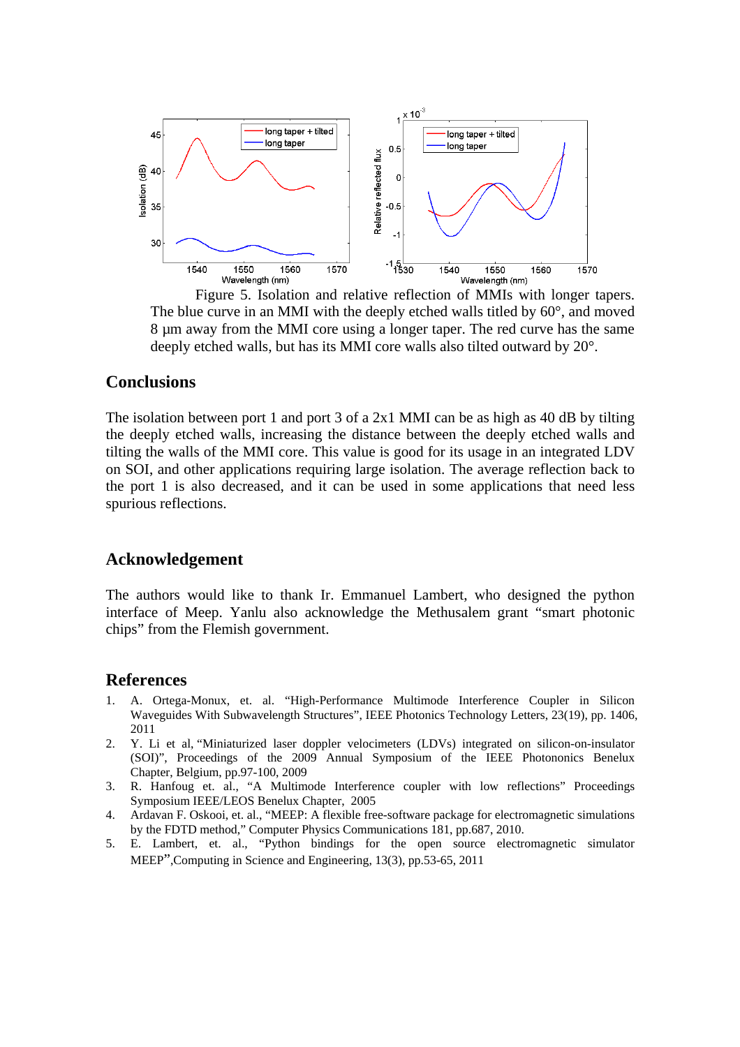Isolation (dB)
45
40
35
30
1540 1550 1560 1570
Wavelength (nm)
long taper + tilted
long taper

x 10^-3
1
0.5
0
-0.5
-1
-1.5
Relative reflected flux
1530 1540 1550 1560 1570
Wavelength (nm)
long taper + tilted
long taper

Figure 5. Isolation and relative reflection of MMIs with longer tapers. The blue curve in an MMI with the deeply etched walls titled by 60°, and moved 8 µm away from the MMI core using a longer taper. The red curve has the same deeply etched walls, but has its MMI core walls also tilted outward by 20°.

## Conclusions

The isolation between port 1 and port 3 of a 2x1 MMI can be as high as 40 dB by tilting the deeply etched walls, increasing the distance between the deeply etched walls and tilting the walls of the MMI core. This value is good for its usage in an integrated LDV on SOI, and other applications requiring large isolation. The average reflection back to the port 1 is also decreased, and it can be used in some applications that need less spurious reflections.

## Acknowledgement

The authors would like to thank Ir. Emmanuel Lambert, who designed the python interface of Meep. Yanlu also acknowledge the Methusalem grant "smart photonic chips" from the Flemish government.

## References

1. A. Ortega-Monux, et. al. "High-Performance Multimode Interference Coupler in Silicon Waveguides With Subwavelength Structures", IEEE Photonics Technology Letters, 23(19), pp. 1406, 2011
2. Y. Li et al, "Miniaturized laser doppler velocimeters (LDVs) integrated on silicon-on-insulator (SOI)", Proceedings of the 2009 Annual Symposium of the IEEE Photononics Benelux Chapter, Belgium, pp.97-100, 2009
3. R. Hanfoug et. al., "A Multimode Interference coupler with low reflections" Proceedings Symposium IEEE/LEOS Benelux Chapter, 2005
4. Ardavan F. Oskooi, et. al., "MEEP: A flexible free-software package for electromagnetic simulations by the FDTD method," Computer Physics Communications 181, pp.687, 2010.
5. E. Lambert, et. al., "Python bindings for the open source electromagnetic simulator MEEP",Computing in Science and Engineering, 13(3), pp.53-65, 2011